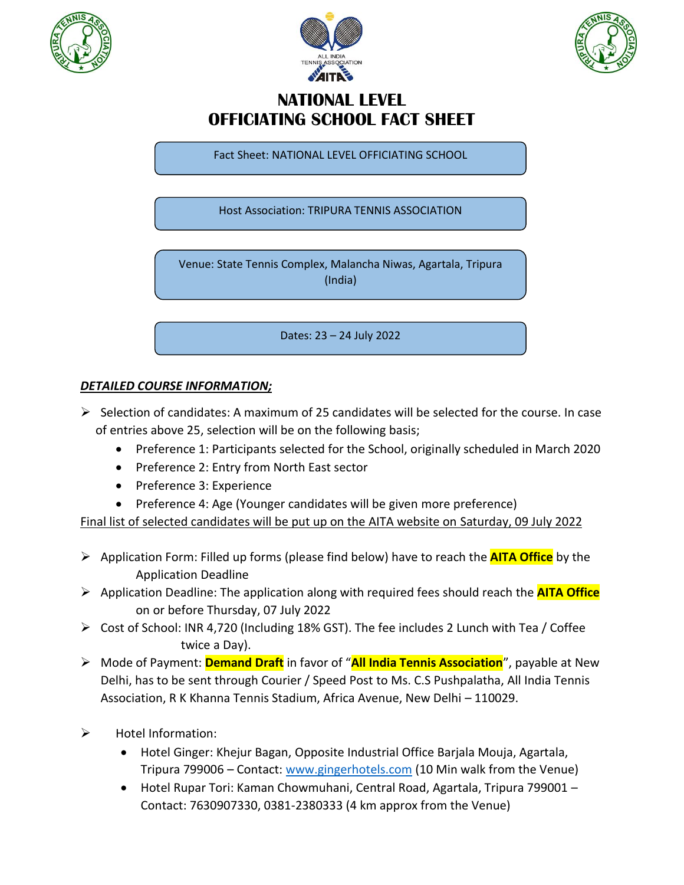# NATIONAL LEVEL
# OFFICIATING SCHOOL FACT SHEET

Fact Sheet: NATIONAL LEVEL OFFICIATING SCHOOL

Host Association: TRIPURA TENNIS ASSOCIATION

Venue: State Tennis Complex, Malancha Niwas, Agartala, Tripura (India)

Dates: 23 – 24 July 2022

***DETAILED COURSE INFORMATION;***

- Selection of candidates: A maximum of 25 candidates will be selected for the course. In case of entries above 25, selection will be on the following basis;
  - Preference 1: Participants selected for the School, originally scheduled in March 2020
  - Preference 2: Entry from North East sector
  - Preference 3: Experience
  - Preference 4: Age (Younger candidates will be given more preference)

Final list of selected candidates will be put up on the AITA website on Saturday, 09 July 2022

- Application Form: Filled up forms (please find below) have to reach the **AITA Office** by the Application Deadline
- Application Deadline: The application along with required fees should reach the **AITA Office** on or before Thursday, 07 July 2022
- Cost of School: INR 4,720 (Including 18% GST). The fee includes 2 Lunch with Tea / Coffee twice a Day).
- Mode of Payment: **Demand Draft** in favor of "**All India Tennis Association**", payable at New Delhi, has to be sent through Courier / Speed Post to Ms. C.S Pushpalatha, All India Tennis Association, R K Khanna Tennis Stadium, Africa Avenue, New Delhi – 110029.

- Hotel Information:
  - Hotel Ginger: Khejur Bagan, Opposite Industrial Office Barjala Mouja, Agartala, Tripura 799006 – Contact: www.gingerhotels.com (10 Min walk from the Venue)
  - Hotel Rupar Tori: Kaman Chowmuhani, Central Road, Agartala, Tripura 799001 – Contact: 7630907330, 0381-2380333 (4 km approx from the Venue)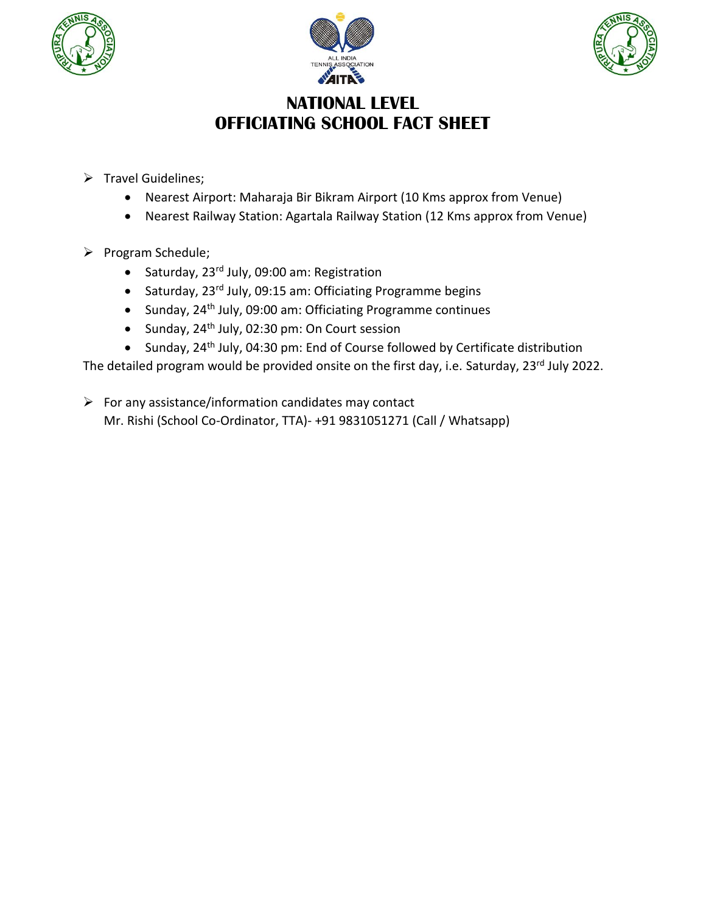# NATIONAL LEVEL OFFICIATING SCHOOL FACT SHEET

- Travel Guidelines;
  - Nearest Airport: Maharaja Bir Bikram Airport (10 Kms approx from Venue)
  - Nearest Railway Station: Agartala Railway Station (12 Kms approx from Venue)

- Program Schedule;
  - Saturday, 23rd July, 09:00 am: Registration
  - Saturday, 23rd July, 09:15 am: Officiating Programme begins
  - Sunday, 24th July, 09:00 am: Officiating Programme continues
  - Sunday, 24th July, 02:30 pm: On Court session
  - Sunday, 24th July, 04:30 pm: End of Course followed by Certificate distribution

The detailed program would be provided onsite on the first day, i.e. Saturday, 23rd July 2022.

- For any assistance/information candidates may contact
  Mr. Rishi (School Co-Ordinator, TTA)- +91 9831051271 (Call / Whatsapp)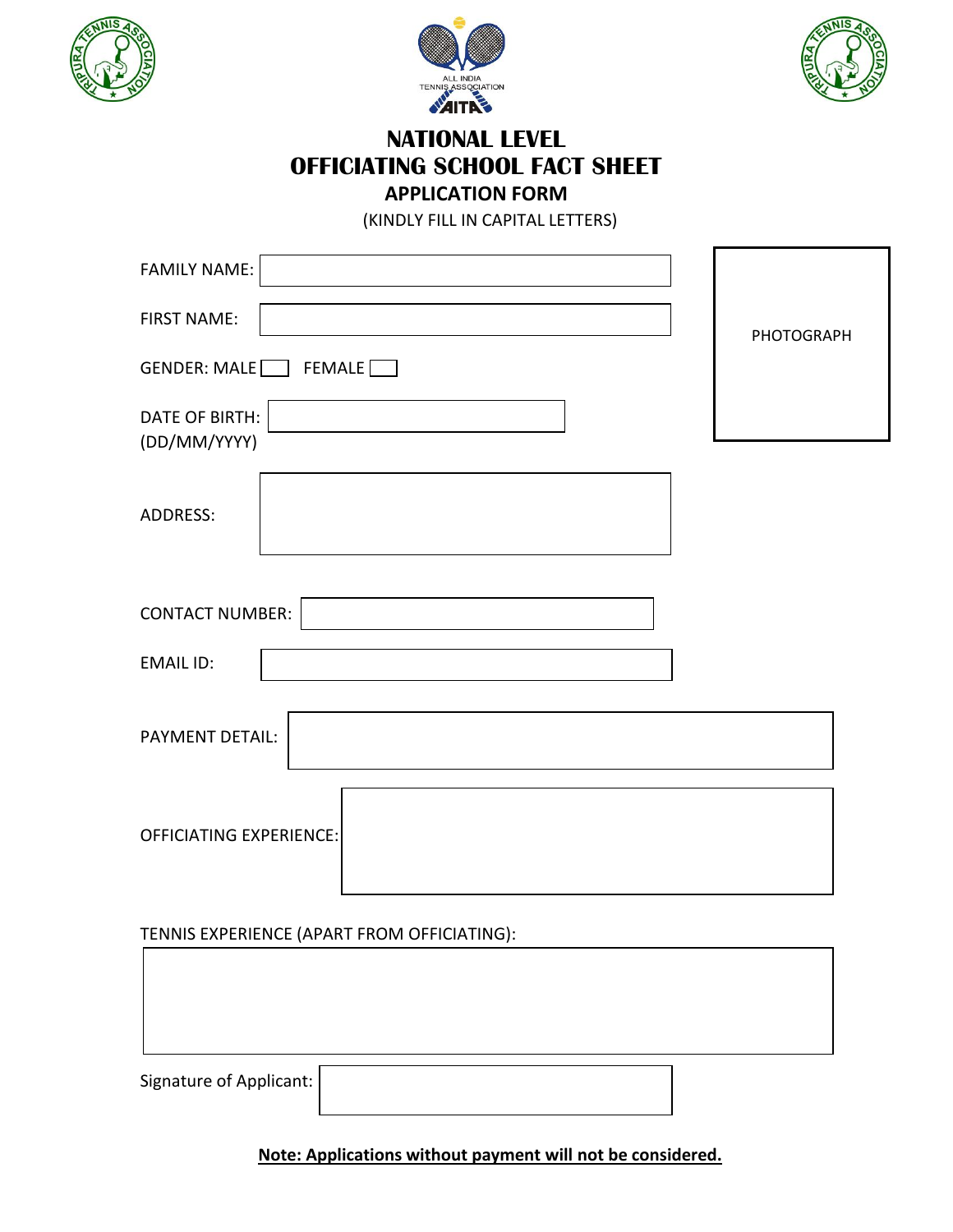# NATIONAL LEVEL
# OFFICIATING SCHOOL FACT SHEET
## APPLICATION FORM

(KINDLY FILL IN CAPITAL LETTERS)

FAMILY NAME:

FIRST NAME:

PHOTOGRAPH

GENDER: MALE ☐ FEMALE ☐

DATE OF BIRTH:
(DD/MM/YYYY)

ADDRESS:

CONTACT NUMBER:

EMAIL ID:

PAYMENT DETAIL:

OFFICIATING EXPERIENCE:

TENNIS EXPERIENCE (APART FROM OFFICIATING):

Signature of Applicant:

**Note: Applications without payment will not be considered.**